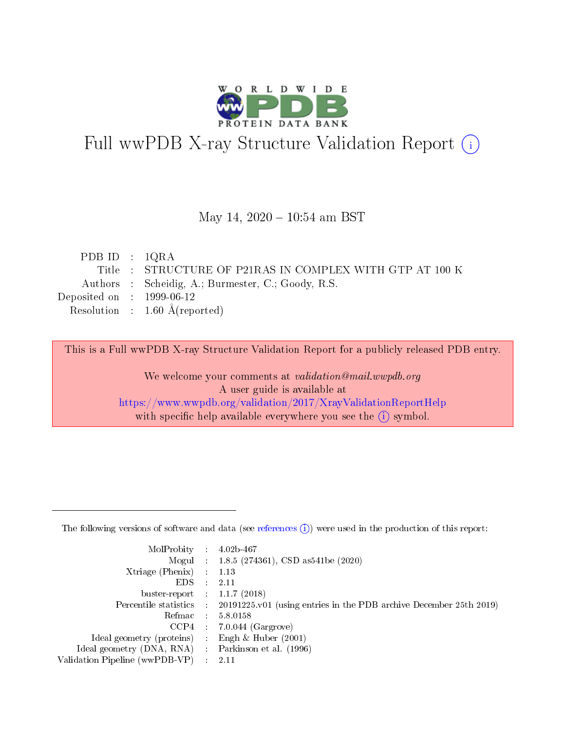# Full wwPDB X-ray Structure Validation Report (i)

May 14, 2020 – 10:54 am BST

| | | |
|---|---|---|
| PDB ID | : | 1QRA |
| Title | : | STRUCTURE OF P21RAS IN COMPLEX WITH GTP AT 100 K |
| Authors | : | Scheidig, A.; Burmester, C.; Goody, R.S. |
| Deposited on | : | 1999-06-12 |
| Resolution | : | 1.60 Å(reported) |

This is a Full wwPDB X-ray Structure Validation Report for a publicly released PDB entry.

We welcome your comments at *validation@mail.wwpdb.org*
A user guide is available at
https://www.wwpdb.org/validation/2017/XrayValidationReportHelp
with specific help available everywhere you see the (i) symbol.

---

The following versions of software and data (see references (i)) were used in the production of this report:

| | | |
|---|---|---|
| MolProbity | : | 4.02b-467 |
| Mogul | : | 1.8.5 (274361), CSD as541be (2020) |
| Xtriage (Phenix) | : | 1.13 |
| EDS | : | 2.11 |
| buster-report | : | 1.1.7 (2018) |
| Percentile statistics | : | 20191225.v01 (using entries in the PDB archive December 25th 2019) |
| Refmac | : | 5.8.0158 |
| CCP4 | : | 7.0.044 (Gargrove) |
| Ideal geometry (proteins) | : | Engh & Huber (2001) |
| Ideal geometry (DNA, RNA) | : | Parkinson et al. (1996) |
| Validation Pipeline (wwPDB-VP) | : | 2.11 |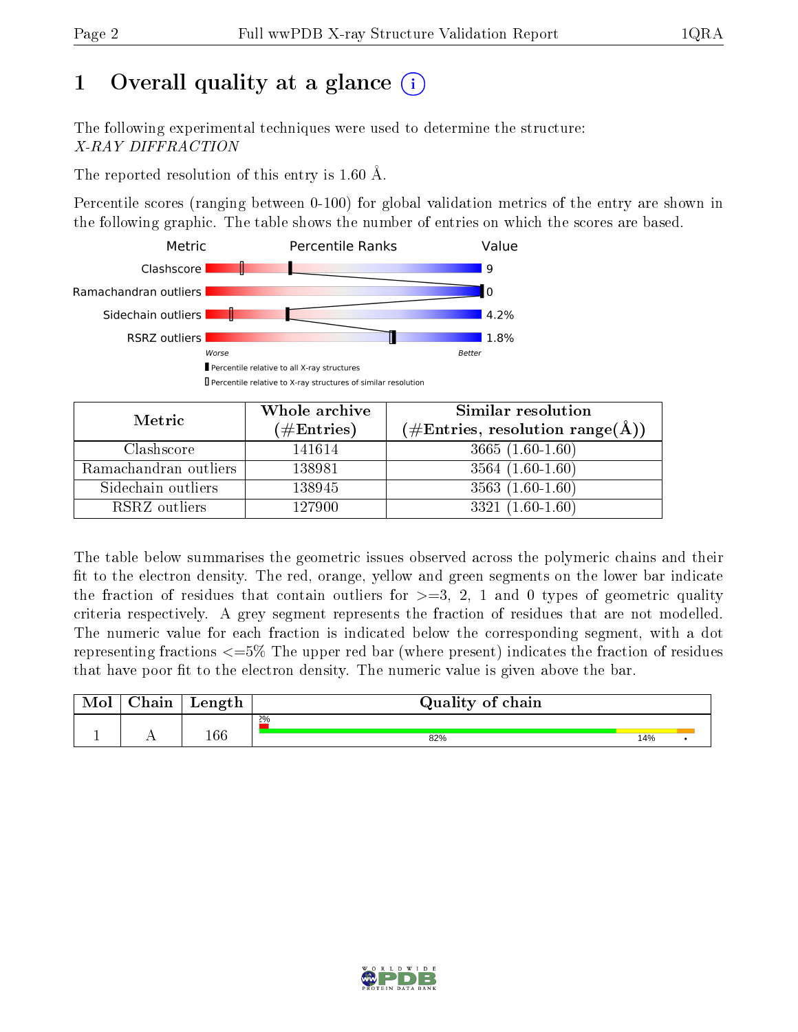# 1 Overall quality at a glance

The following experimental techniques were used to determine the structure:
*X-RAY DIFFRACTION*

The reported resolution of this entry is 1.60 Å.

Percentile scores (ranging between 0-100) for global validation metrics of the entry are shown in the following graphic. The table shows the number of entries on which the scores are based.

| Metric | Value |
|---|---|
| Clashscore | 9 |
| Ramachandran outliers | 0 |
| Sidechain outliers | 4.2% |
| RSRZ outliers | 1.8% |

| Metric | Whole archive (#Entries) | Similar resolution (#Entries, resolution range(Å)) |
|---|---|---|
| Clashscore | 141614 | 3665 (1.60-1.60) |
| Ramachandran outliers | 138981 | 3564 (1.60-1.60) |
| Sidechain outliers | 138945 | 3563 (1.60-1.60) |
| RSRZ outliers | 127900 | 3321 (1.60-1.60) |

The table below summarises the geometric issues observed across the polymeric chains and their fit to the electron density. The red, orange, yellow and green segments on the lower bar indicate the fraction of residues that contain outliers for >=3, 2, 1 and 0 types of geometric quality criteria respectively. A grey segment represents the fraction of residues that are not modelled. The numeric value for each fraction is indicated below the corresponding segment, with a dot representing fractions <=5% The upper red bar (where present) indicates the fraction of residues that have poor fit to the electron density. The numeric value is given above the bar.

| Mol | Chain | Length | Quality of chain |
|---|---|---|---|
| 1 | A | 166 | 2%; 82%, 14%, • |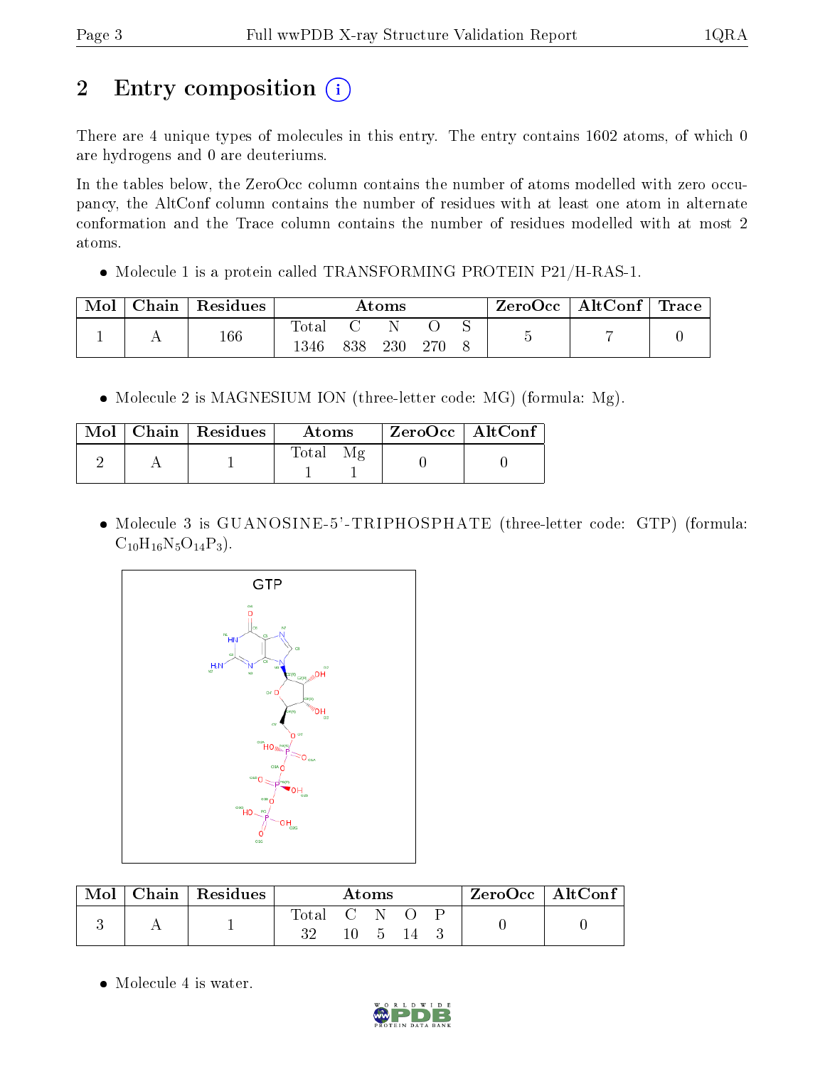# 2 Entry composition

There are 4 unique types of molecules in this entry. The entry contains 1602 atoms, of which 0 are hydrogens and 0 are deuteriums.

In the tables below, the ZeroOcc column contains the number of atoms modelled with zero occupancy, the AltConf column contains the number of residues with at least one atom in alternate conformation and the Trace column contains the number of residues modelled with at most 2 atoms.

- Molecule 1 is a protein called TRANSFORMING PROTEIN P21/H-RAS-1.

| Mol | Chain | Residues | Atoms | | | | | ZeroOcc | AltConf | Trace |
|---|---|---|---|---|---|---|---|---|---|---|
| | | | Total | C | N | O | S | | | |
| 1 | A | 166 | 1346 | 838 | 230 | 270 | 8 | 5 | 7 | 0 |

- Molecule 2 is MAGNESIUM ION (three-letter code: MG) (formula: Mg).

| Mol | Chain | Residues | Atoms | | ZeroOcc | AltConf |
|---|---|---|---|---|---|---|
| | | | Total | Mg | | |
| 2 | A | 1 | 1 | 1 | 0 | 0 |

- Molecule 3 is GUANOSINE-5'-TRIPHOSPHATE (three-letter code: GTP) (formula: $C_{10}H_{16}N_5O_{14}P_3$).

| Mol | Chain | Residues | Atoms | | | | | ZeroOcc | AltConf |
|---|---|---|---|---|---|---|---|---|---|
| | | | Total | C | N | O | P | | |
| 3 | A | 1 | 32 | 10 | 5 | 14 | 3 | 0 | 0 |

- Molecule 4 is water.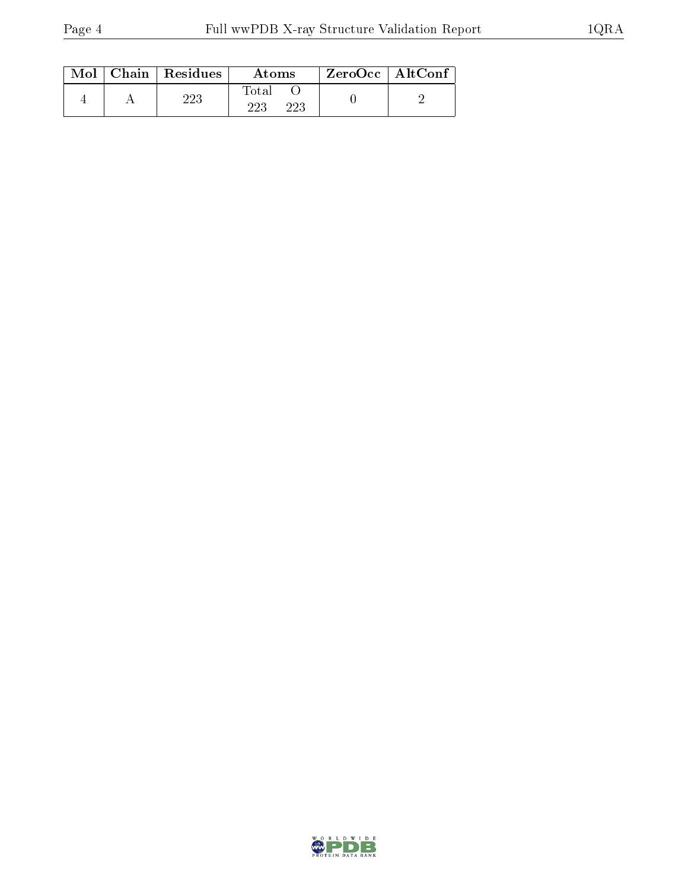| Mol | Chain | Residues | Atoms | | ZeroOcc | AltConf |
|---|---|---|---|---|---|---|
| | | | Total | O | | |
| 4 | A | 223 | 223 | 223 | 0 | 2 |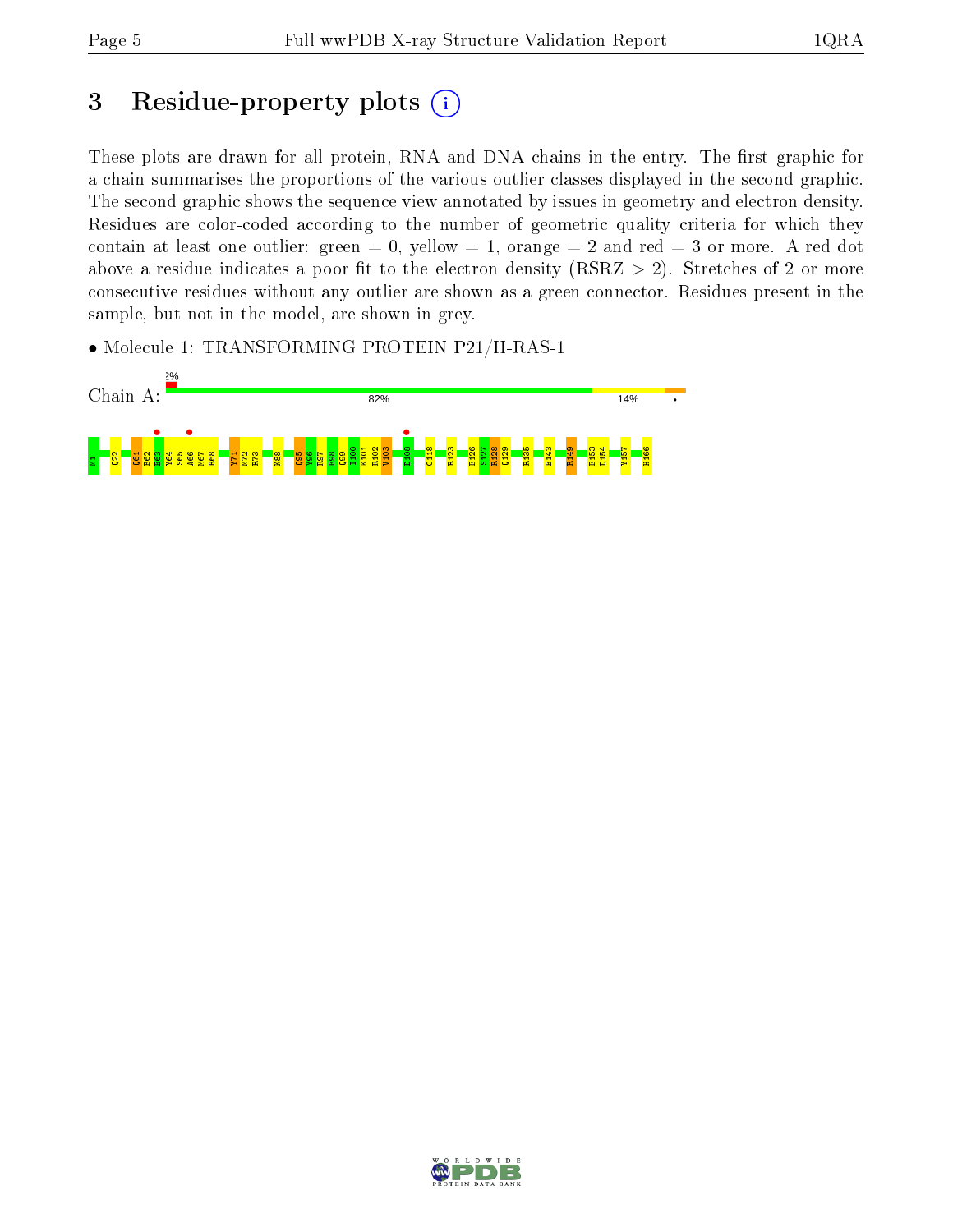# 3 Residue-property plots

These plots are drawn for all protein, RNA and DNA chains in the entry. The first graphic for a chain summarises the proportions of the various outlier classes displayed in the second graphic. The second graphic shows the sequence view annotated by issues in geometry and electron density. Residues are color-coded according to the number of geometric quality criteria for which they contain at least one outlier: green = 0, yellow = 1, orange = 2 and red = 3 or more. A red dot above a residue indicates a poor fit to the electron density (RSRZ > 2). Stretches of 2 or more consecutive residues without any outlier are shown as a green connector. Residues present in the sample, but not in the model, are shown in grey.

• Molecule 1: TRANSFORMING PROTEIN P21/H-RAS-1

Chain A: 2% 82% 14% •

M1 Q22 Q61 E62 E63 Y64 S65 A66 M67 R68 Y71 M72 R73 K88 Q95 Y96 R97 E98 Q99 I100 K101 R102 V103 D108 C118 R123 E126 S127 R128 Q129 R135 E143 R149 E153 D154 Y157 H166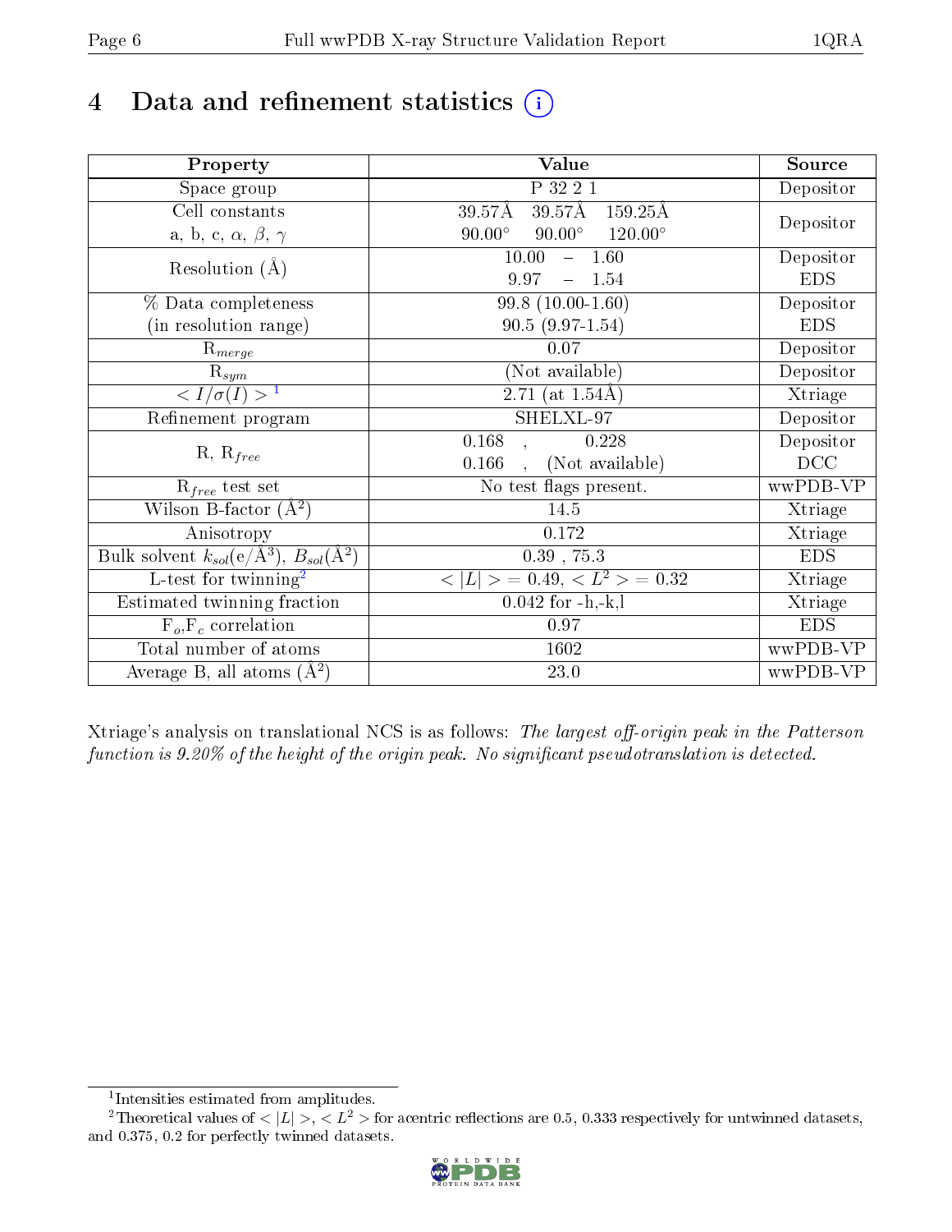# 4 Data and refinement statistics (i)

| Property | Value | Source |
|---|---|---|
| Space group | P 32 2 1 | Depositor |
| Cell constants<br>a, b, c, $\alpha$, $\beta$, $\gamma$ | 39.57Å 39.57Å 159.25Å<br>90.00° 90.00° 120.00° | Depositor |
| Resolution (Å) | 10.00 – 1.60<br>9.97 – 1.54 | Depositor<br>EDS |
| % Data completeness<br>(in resolution range) | 99.8 (10.00-1.60)<br>90.5 (9.97-1.54) | Depositor<br>EDS |
| $R_{merge}$ | 0.07 | Depositor |
| $R_{sym}$ | (Not available) | Depositor |
| $< I/\sigma(I) >$ [1] | 2.71 (at 1.54Å) | Xtriage |
| Refinement program | SHELXL-97 | Depositor |
| R, $R_{free}$ | 0.168 , 0.228<br>0.166 , (Not available) | Depositor<br>DCC |
| $R_{free}$ test set | No test flags present. | wwPDB-VP |
| Wilson B-factor (Å$^2$) | 14.5 | Xtriage |
| Anisotropy | 0.172 | Xtriage |
| Bulk solvent $k_{sol}$(e/Å$^3$), $B_{sol}$(Å$^2$) | 0.39 , 75.3 | EDS |
| L-test for twinning[2] | $< \vert L \vert >$ = 0.49, $< L^2 >$ = 0.32 | Xtriage |
| Estimated twinning fraction | 0.042 for -h,-k,l | Xtriage |
| $F_o$,$F_c$ correlation | 0.97 | EDS |
| Total number of atoms | 1602 | wwPDB-VP |
| Average B, all atoms (Å$^2$) | 23.0 | wwPDB-VP |

Xtriage's analysis on translational NCS is as follows: *The largest off-origin peak in the Patterson function is 9.20% of the height of the origin peak. No significant pseudotranslation is detected.*

[1] Intensities estimated from amplitudes.

[2] Theoretical values of $< |L| >$, $< L^2 >$ for acentric reflections are 0.5, 0.333 respectively for untwinned datasets, and 0.375, 0.2 for perfectly twinned datasets.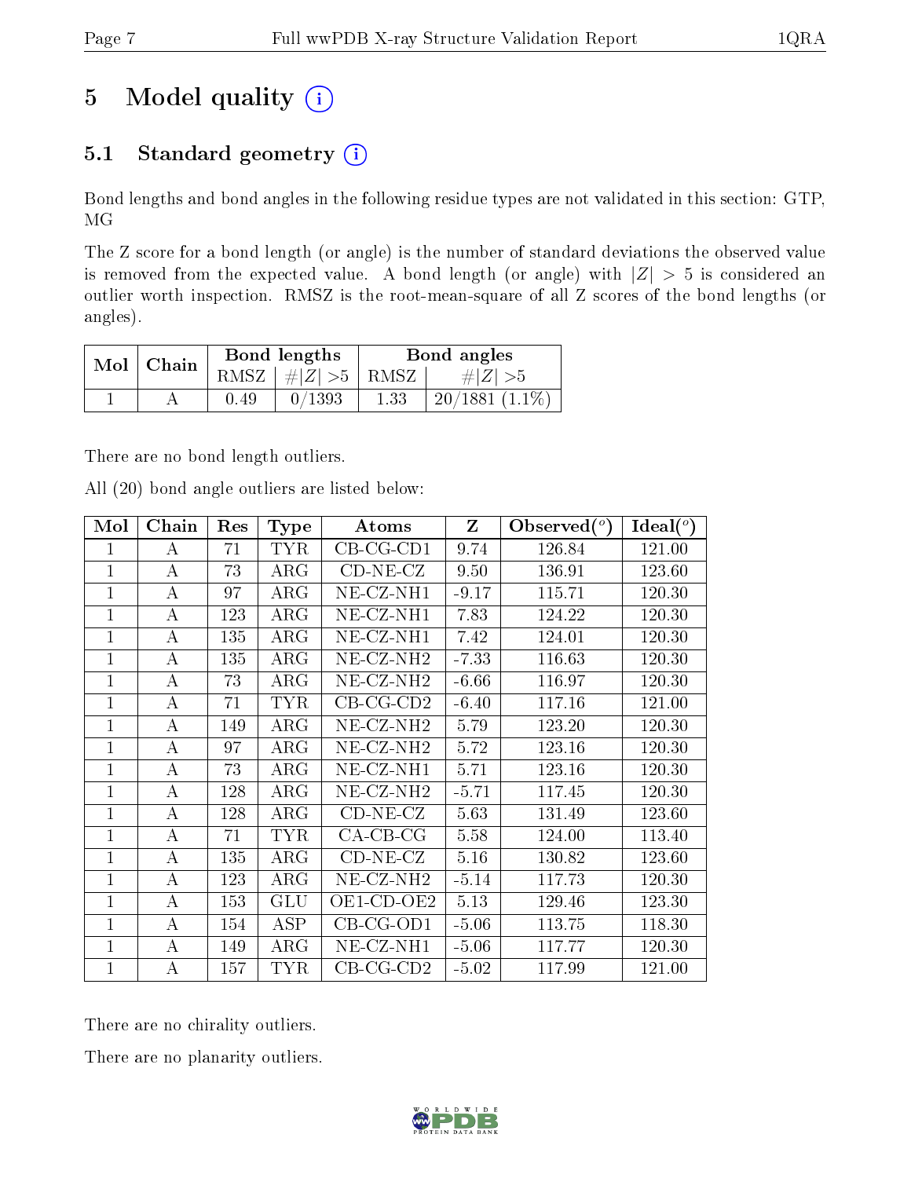# 5 Model quality

## 5.1 Standard geometry

Bond lengths and bond angles in the following residue types are not validated in this section: GTP, MG

The Z score for a bond length (or angle) is the number of standard deviations the observed value is removed from the expected value. A bond length (or angle) with $|Z| > 5$ is considered an outlier worth inspection. RMSZ is the root-mean-square of all Z scores of the bond lengths (or angles).

| Mol | Chain | Bond lengths | | Bond angles | |
|---|---|---|---|---|---|
| | | RMSZ | $\#|Z|>5$ | RMSZ | $\#|Z|>5$ |
| 1 | A | 0.49 | 0/1393 | 1.33 | 20/1881 (1.1%) |

There are no bond length outliers.

All (20) bond angle outliers are listed below:

| Mol | Chain | Res | Type | Atoms | Z | Observed(°) | Ideal(°) |
|---|---|---|---|---|---|---|---|
| 1 | A | 71 | TYR | CB-CG-CD1 | 9.74 | 126.84 | 121.00 |
| 1 | A | 73 | ARG | CD-NE-CZ | 9.50 | 136.91 | 123.60 |
| 1 | A | 97 | ARG | NE-CZ-NH1 | -9.17 | 115.71 | 120.30 |
| 1 | A | 123 | ARG | NE-CZ-NH1 | 7.83 | 124.22 | 120.30 |
| 1 | A | 135 | ARG | NE-CZ-NH1 | 7.42 | 124.01 | 120.30 |
| 1 | A | 135 | ARG | NE-CZ-NH2 | -7.33 | 116.63 | 120.30 |
| 1 | A | 73 | ARG | NE-CZ-NH2 | -6.66 | 116.97 | 120.30 |
| 1 | A | 71 | TYR | CB-CG-CD2 | -6.40 | 117.16 | 121.00 |
| 1 | A | 149 | ARG | NE-CZ-NH2 | 5.79 | 123.20 | 120.30 |
| 1 | A | 97 | ARG | NE-CZ-NH2 | 5.72 | 123.16 | 120.30 |
| 1 | A | 73 | ARG | NE-CZ-NH1 | 5.71 | 123.16 | 120.30 |
| 1 | A | 128 | ARG | NE-CZ-NH2 | -5.71 | 117.45 | 120.30 |
| 1 | A | 128 | ARG | CD-NE-CZ | 5.63 | 131.49 | 123.60 |
| 1 | A | 71 | TYR | CA-CB-CG | 5.58 | 124.00 | 113.40 |
| 1 | A | 135 | ARG | CD-NE-CZ | 5.16 | 130.82 | 123.60 |
| 1 | A | 123 | ARG | NE-CZ-NH2 | -5.14 | 117.73 | 120.30 |
| 1 | A | 153 | GLU | OE1-CD-OE2 | 5.13 | 129.46 | 123.30 |
| 1 | A | 154 | ASP | CB-CG-OD1 | -5.06 | 113.75 | 118.30 |
| 1 | A | 149 | ARG | NE-CZ-NH1 | -5.06 | 117.77 | 120.30 |
| 1 | A | 157 | TYR | CB-CG-CD2 | -5.02 | 117.99 | 121.00 |

There are no chirality outliers.

There are no planarity outliers.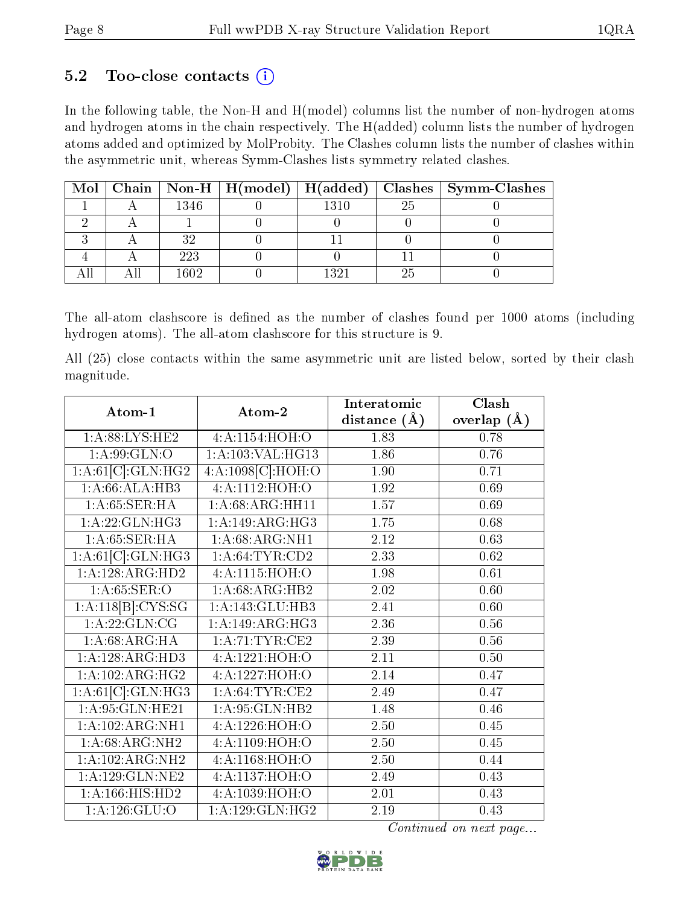### 5.2 Too-close contacts (i)

In the following table, the Non-H and H(model) columns list the number of non-hydrogen atoms and hydrogen atoms in the chain respectively. The H(added) column lists the number of hydrogen atoms added and optimized by MolProbity. The Clashes column lists the number of clashes within the asymmetric unit, whereas Symm-Clashes lists symmetry related clashes.

| Mol | Chain | Non-H | H(model) | H(added) | Clashes | Symm-Clashes |
|---|---|---|---|---|---|---|
| 1 | A | 1346 | 0 | 1310 | 25 | 0 |
| 2 | A | 1 | 0 | 0 | 0 | 0 |
| 3 | A | 32 | 0 | 11 | 0 | 0 |
| 4 | A | 223 | 0 | 0 | 11 | 0 |
| All | All | 1602 | 0 | 1321 | 25 | 0 |

The all-atom clashscore is defined as the number of clashes found per 1000 atoms (including hydrogen atoms). The all-atom clashscore for this structure is 9.

All (25) close contacts within the same asymmetric unit are listed below, sorted by their clash magnitude.

| Atom-1 | Atom-2 | Interatomic distance (Å) | Clash overlap (Å) |
|---|---|---|---|
| 1:A:88:LYS:HE2 | 4:A:1154:HOH:O | 1.83 | 0.78 |
| 1:A:99:GLN:O | 1:A:103:VAL:HG13 | 1.86 | 0.76 |
| 1:A:61[C]:GLN:HG2 | 4:A:1098[C]:HOH:O | 1.90 | 0.71 |
| 1:A:66:ALA:HB3 | 4:A:1112:HOH:O | 1.92 | 0.69 |
| 1:A:65:SER:HA | 1:A:68:ARG:HH11 | 1.57 | 0.69 |
| 1:A:22:GLN:HG3 | 1:A:149:ARG:HG3 | 1.75 | 0.68 |
| 1:A:65:SER:HA | 1:A:68:ARG:NH1 | 2.12 | 0.63 |
| 1:A:61[C]:GLN:HG3 | 1:A:64:TYR:CD2 | 2.33 | 0.62 |
| 1:A:128:ARG:HD2 | 4:A:1115:HOH:O | 1.98 | 0.61 |
| 1:A:65:SER:O | 1:A:68:ARG:HB2 | 2.02 | 0.60 |
| 1:A:118[B]:CYS:SG | 1:A:143:GLU:HB3 | 2.41 | 0.60 |
| 1:A:22:GLN:CG | 1:A:149:ARG:HG3 | 2.36 | 0.56 |
| 1:A:68:ARG:HA | 1:A:71:TYR:CE2 | 2.39 | 0.56 |
| 1:A:128:ARG:HD3 | 4:A:1221:HOH:O | 2.11 | 0.50 |
| 1:A:102:ARG:HG2 | 4:A:1227:HOH:O | 2.14 | 0.47 |
| 1:A:61[C]:GLN:HG3 | 1:A:64:TYR:CE2 | 2.49 | 0.47 |
| 1:A:95:GLN:HE21 | 1:A:95:GLN:HB2 | 1.48 | 0.46 |
| 1:A:102:ARG:NH1 | 4:A:1226:HOH:O | 2.50 | 0.45 |
| 1:A:68:ARG:NH2 | 4:A:1109:HOH:O | 2.50 | 0.45 |
| 1:A:102:ARG:NH2 | 4:A:1168:HOH:O | 2.50 | 0.44 |
| 1:A:129:GLN:NE2 | 4:A:1137:HOH:O | 2.49 | 0.43 |
| 1:A:166:HIS:HD2 | 4:A:1039:HOH:O | 2.01 | 0.43 |
| 1:A:126:GLU:O | 1:A:129:GLN:HG2 | 2.19 | 0.43 |

*Continued on next page...*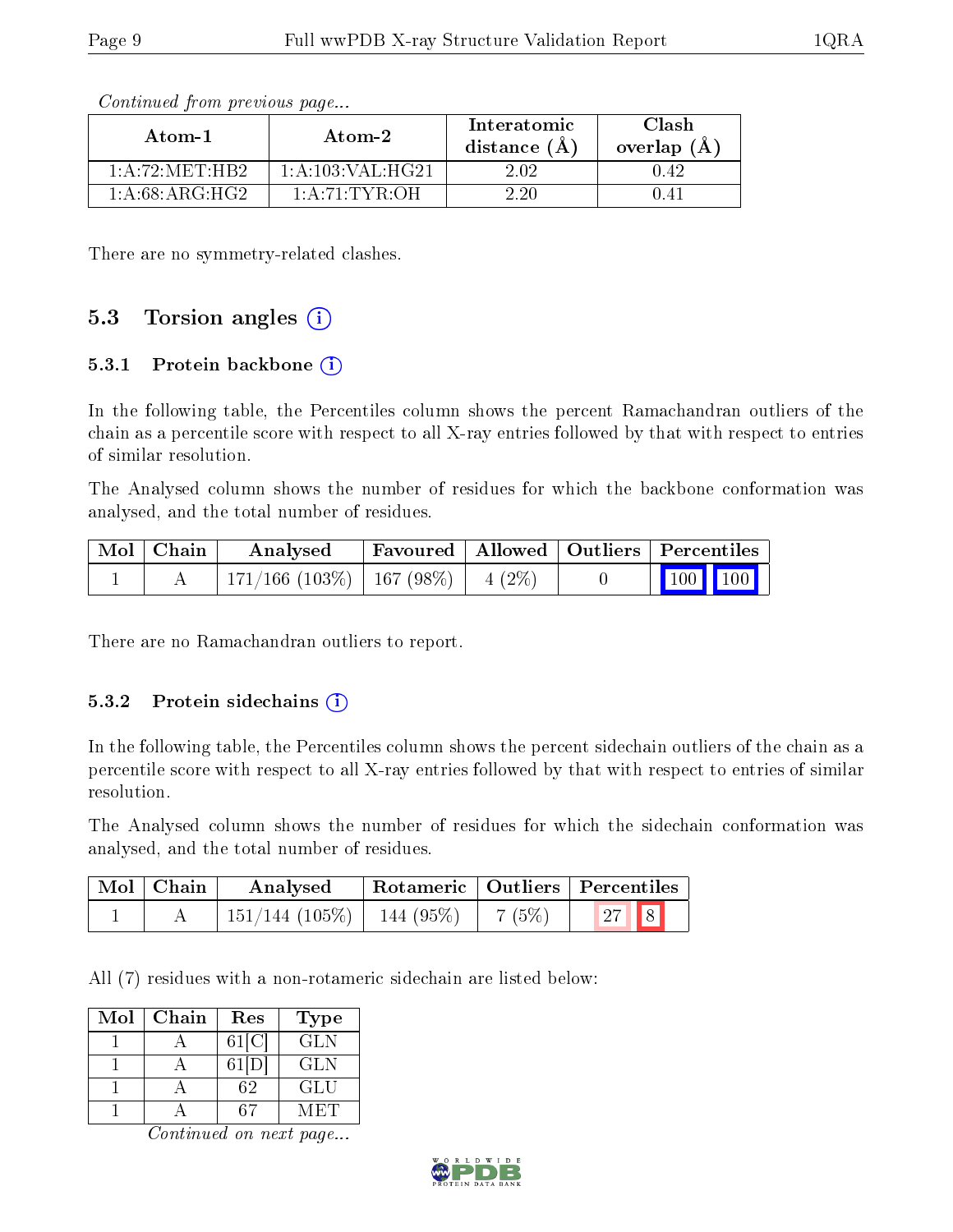*Continued from previous page...*

| Atom-1 | Atom-2 | Interatomic distance (Å) | Clash overlap (Å) |
|---|---|---|---|
| 1:A:72:MET:HB2 | 1:A:103:VAL:HG21 | 2.02 | 0.42 |
| 1:A:68:ARG:HG2 | 1:A:71:TYR:OH | 2.20 | 0.41 |

There are no symmetry-related clashes.

## 5.3 Torsion angles

### 5.3.1 Protein backbone

In the following table, the Percentiles column shows the percent Ramachandran outliers of the chain as a percentile score with respect to all X-ray entries followed by that with respect to entries of similar resolution.

The Analysed column shows the number of residues for which the backbone conformation was analysed, and the total number of residues.

| Mol | Chain | Analysed | Favoured | Allowed | Outliers | Percentiles | |
|---|---|---|---|---|---|---|---|
| 1 | A | 171/166 (103%) | 167 (98%) | 4 (2%) | 0 | 100 | 100 |

There are no Ramachandran outliers to report.

### 5.3.2 Protein sidechains

In the following table, the Percentiles column shows the percent sidechain outliers of the chain as a percentile score with respect to all X-ray entries followed by that with respect to entries of similar resolution.

The Analysed column shows the number of residues for which the sidechain conformation was analysed, and the total number of residues.

| Mol | Chain | Analysed | Rotameric | Outliers | Percentiles | |
|---|---|---|---|---|---|---|
| 1 | A | 151/144 (105%) | 144 (95%) | 7 (5%) | 27 | 8 |

All (7) residues with a non-rotameric sidechain are listed below:

| Mol | Chain | Res | Type |
|---|---|---|---|
| 1 | A | 61[C] | GLN |
| 1 | A | 61[D] | GLN |
| 1 | A | 62 | GLU |
| 1 | A | 67 | MET |

*Continued on next page...*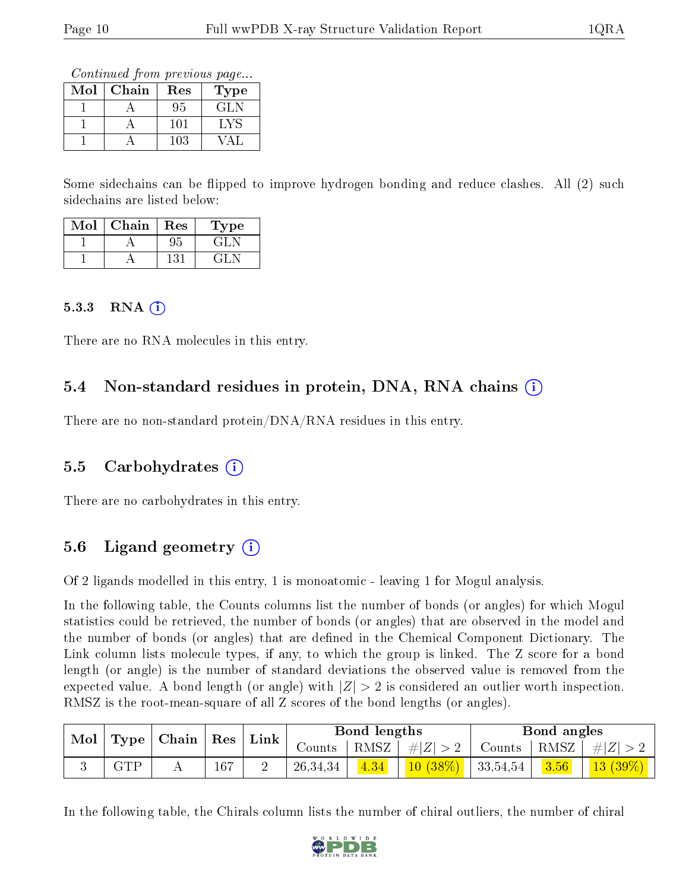Continued from previous page...

| Mol | Chain | Res | Type |
|---|---|---|---|
| 1 | A | 95 | GLN |
| 1 | A | 101 | LYS |
| 1 | A | 103 | VAL |

Some sidechains can be flipped to improve hydrogen bonding and reduce clashes. All (2) such sidechains are listed below:

| Mol | Chain | Res | Type |
|---|---|---|---|
| 1 | A | 95 | GLN |
| 1 | A | 131 | GLN |

#### 5.3.3 RNA (i)

There are no RNA molecules in this entry.

### 5.4 Non-standard residues in protein, DNA, RNA chains (i)

There are no non-standard protein/DNA/RNA residues in this entry.

### 5.5 Carbohydrates (i)

There are no carbohydrates in this entry.

### 5.6 Ligand geometry (i)

Of 2 ligands modelled in this entry, 1 is monoatomic - leaving 1 for Mogul analysis.

In the following table, the Counts columns list the number of bonds (or angles) for which Mogul statistics could be retrieved, the number of bonds (or angles) that are observed in the model and the number of bonds (or angles) that are defined in the Chemical Component Dictionary. The Link column lists molecule types, if any, to which the group is linked. The Z score for a bond length (or angle) is the number of standard deviations the observed value is removed from the expected value. A bond length (or angle) with $|Z| > 2$ is considered an outlier worth inspection. RMSZ is the root-mean-square of all Z scores of the bond lengths (or angles).

| Mol | Type | Chain | Res | Link | Bond lengths | | | Bond angles | | |
|---|---|---|---|---|---|---|---|---|---|---|
| | | | | | Counts | RMSZ | $\#\|Z\| > 2$ | Counts | RMSZ | $\#\|Z\| > 2$ |
| 3 | GTP | A | 167 | 2 | 26,34,34 | 4.34 | 10 (38%) | 33,54,54 | 3.56 | 13 (39%) |

In the following table, the Chirals column lists the number of chiral outliers, the number of chiral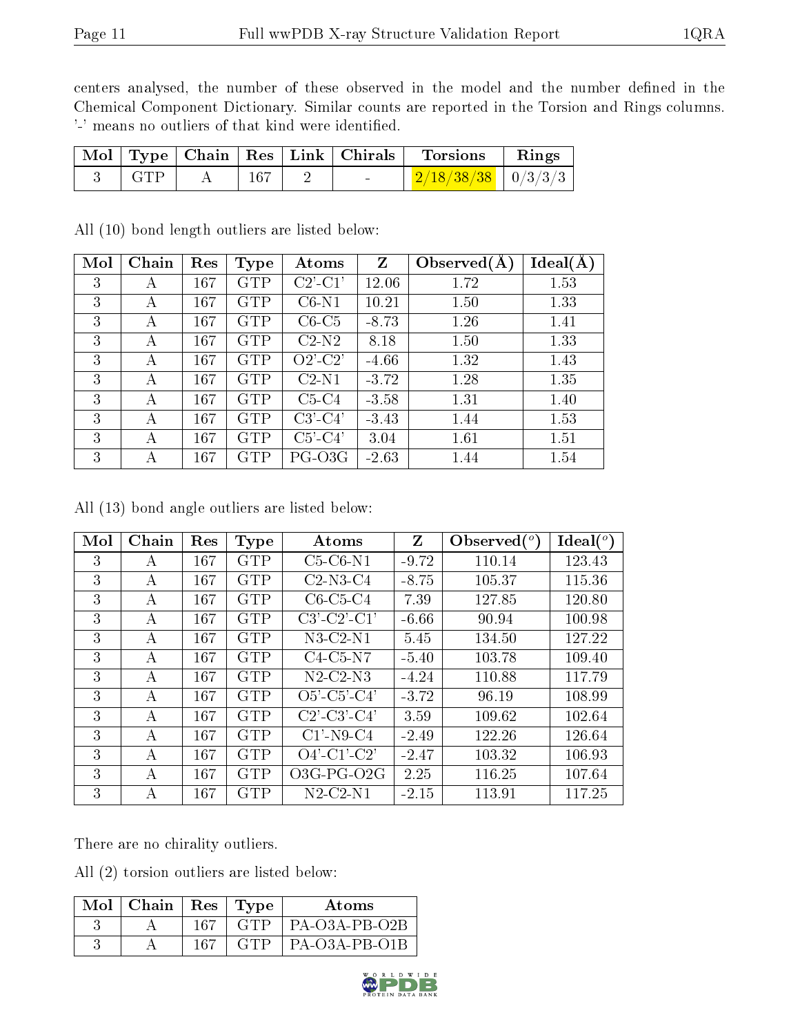centers analysed, the number of these observed in the model and the number defined in the Chemical Component Dictionary. Similar counts are reported in the Torsion and Rings columns. '-' means no outliers of that kind were identified.

| Mol | Type | Chain | Res | Link | Chirals | Torsions | Rings |
|---|---|---|---|---|---|---|---|
| 3 | GTP | A | 167 | 2 | - | 2/18/38/38 | 0/3/3/3 |

All (10) bond length outliers are listed below:

| Mol | Chain | Res | Type | Atoms | Z | Observed(Å) | Ideal(Å) |
|---|---|---|---|---|---|---|---|
| 3 | A | 167 | GTP | C2'-C1' | 12.06 | 1.72 | 1.53 |
| 3 | A | 167 | GTP | C6-N1 | 10.21 | 1.50 | 1.33 |
| 3 | A | 167 | GTP | C6-C5 | -8.73 | 1.26 | 1.41 |
| 3 | A | 167 | GTP | C2-N2 | 8.18 | 1.50 | 1.33 |
| 3 | A | 167 | GTP | O2'-C2' | -4.66 | 1.32 | 1.43 |
| 3 | A | 167 | GTP | C2-N1 | -3.72 | 1.28 | 1.35 |
| 3 | A | 167 | GTP | C5-C4 | -3.58 | 1.31 | 1.40 |
| 3 | A | 167 | GTP | C3'-C4' | -3.43 | 1.44 | 1.53 |
| 3 | A | 167 | GTP | C5'-C4' | 3.04 | 1.61 | 1.51 |
| 3 | A | 167 | GTP | PG-O3G | -2.63 | 1.44 | 1.54 |

All (13) bond angle outliers are listed below:

| Mol | Chain | Res | Type | Atoms | Z | Observed($^o$) | Ideal($^o$) |
|---|---|---|---|---|---|---|---|
| 3 | A | 167 | GTP | C5-C6-N1 | -9.72 | 110.14 | 123.43 |
| 3 | A | 167 | GTP | C2-N3-C4 | -8.75 | 105.37 | 115.36 |
| 3 | A | 167 | GTP | C6-C5-C4 | 7.39 | 127.85 | 120.80 |
| 3 | A | 167 | GTP | C3'-C2'-C1' | -6.66 | 90.94 | 100.98 |
| 3 | A | 167 | GTP | N3-C2-N1 | 5.45 | 134.50 | 127.22 |
| 3 | A | 167 | GTP | C4-C5-N7 | -5.40 | 103.78 | 109.40 |
| 3 | A | 167 | GTP | N2-C2-N3 | -4.24 | 110.88 | 117.79 |
| 3 | A | 167 | GTP | O5'-C5'-C4' | -3.72 | 96.19 | 108.99 |
| 3 | A | 167 | GTP | C2'-C3'-C4' | 3.59 | 109.62 | 102.64 |
| 3 | A | 167 | GTP | C1'-N9-C4 | -2.49 | 122.26 | 126.64 |
| 3 | A | 167 | GTP | O4'-C1'-C2' | -2.47 | 103.32 | 106.93 |
| 3 | A | 167 | GTP | O3G-PG-O2G | 2.25 | 116.25 | 107.64 |
| 3 | A | 167 | GTP | N2-C2-N1 | -2.15 | 113.91 | 117.25 |

There are no chirality outliers.

All (2) torsion outliers are listed below:

| Mol | Chain | Res | Type | Atoms |
|---|---|---|---|---|
| 3 | A | 167 | GTP | PA-O3A-PB-O2B |
| 3 | A | 167 | GTP | PA-O3A-PB-O1B |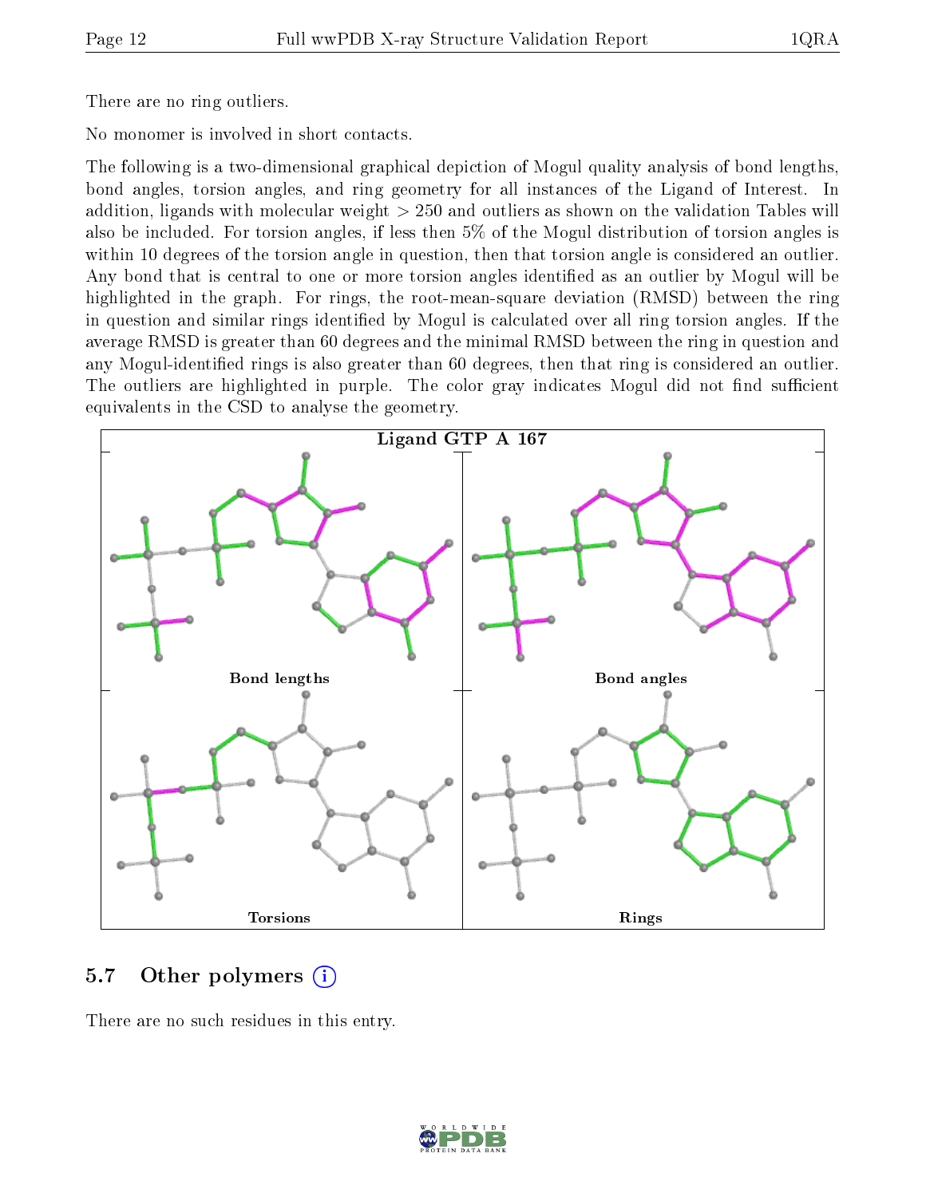There are no ring outliers.

No monomer is involved in short contacts.

The following is a two-dimensional graphical depiction of Mogul quality analysis of bond lengths, bond angles, torsion angles, and ring geometry for all instances of the Ligand of Interest. In addition, ligands with molecular weight > 250 and outliers as shown on the validation Tables will also be included. For torsion angles, if less then 5% of the Mogul distribution of torsion angles is within 10 degrees of the torsion angle in question, then that torsion angle is considered an outlier. Any bond that is central to one or more torsion angles identified as an outlier by Mogul will be highlighted in the graph. For rings, the root-mean-square deviation (RMSD) between the ring in question and similar rings identified by Mogul is calculated over all ring torsion angles. If the average RMSD is greater than 60 degrees and the minimal RMSD between the ring in question and any Mogul-identified rings is also greater than 60 degrees, then that ring is considered an outlier. The outliers are highlighted in purple. The color gray indicates Mogul did not find sufficient equivalents in the CSD to analyse the geometry.

Ligand GTP A 167

Bond lengths | Bond angles | Torsions | Rings

## 5.7 Other polymers

There are no such residues in this entry.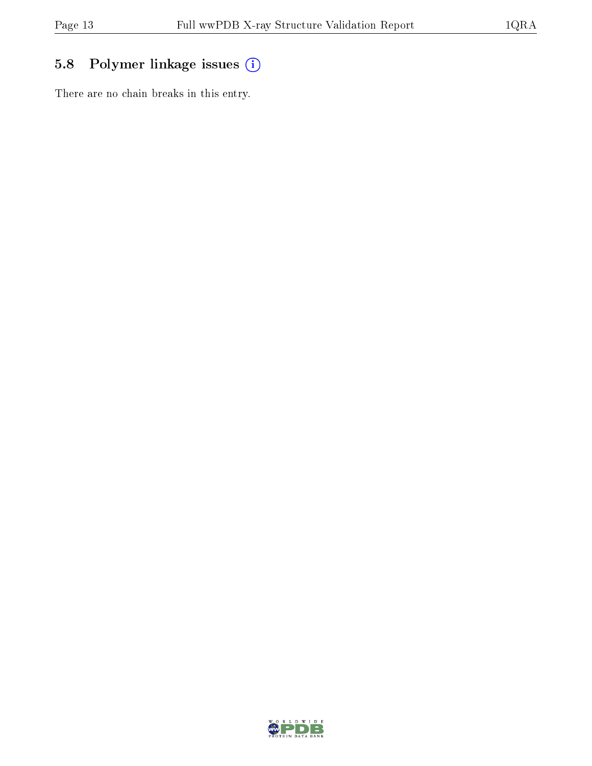## 5.8 Polymer linkage issues (i)

There are no chain breaks in this entry.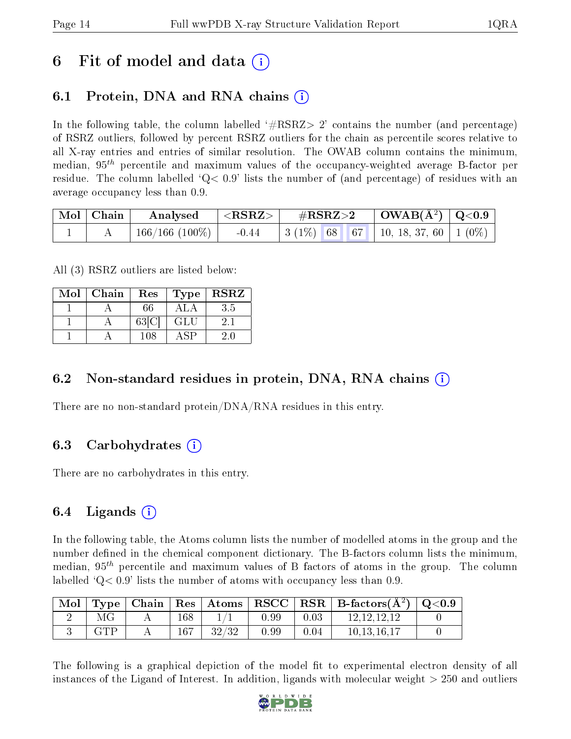# 6 Fit of model and data (i)

## 6.1 Protein, DNA and RNA chains (i)

In the following table, the column labelled '#RSRZ> 2' contains the number (and percentage) of RSRZ outliers, followed by percent RSRZ outliers for the chain as percentile scores relative to all X-ray entries and entries of similar resolution. The OWAB column contains the minimum, median, $95^{th}$ percentile and maximum values of the occupancy-weighted average B-factor per residue. The column labelled 'Q< 0.9' lists the number of (and percentage) of residues with an average occupancy less than 0.9.

| Mol | Chain | Analysed | <RSRZ> | #RSRZ>2 | | | OWAB(Å$^2$) | Q<0.9 |
|---|---|---|---|---|---|---|---|---|
| 1 | A | 166/166 (100%) | -0.44 | 3 (1%) | 68 | 67 | 10, 18, 37, 60 | 1 (0%) |

All (3) RSRZ outliers are listed below:

| Mol | Chain | Res | Type | RSRZ |
|---|---|---|---|---|
| 1 | A | 66 | ALA | 3.5 |
| 1 | A | 63[C] | GLU | 2.1 |
| 1 | A | 108 | ASP | 2.0 |

## 6.2 Non-standard residues in protein, DNA, RNA chains (i)

There are no non-standard protein/DNA/RNA residues in this entry.

## 6.3 Carbohydrates (i)

There are no carbohydrates in this entry.

## 6.4 Ligands (i)

In the following table, the Atoms column lists the number of modelled atoms in the group and the number defined in the chemical component dictionary. The B-factors column lists the minimum, median, $95^{th}$ percentile and maximum values of B factors of atoms in the group. The column labelled 'Q< 0.9' lists the number of atoms with occupancy less than 0.9.

| Mol | Type | Chain | Res | Atoms | RSCC | RSR | B-factors(Å$^2$) | Q<0.9 |
|---|---|---|---|---|---|---|---|---|
| 2 | MG | A | 168 | 1/1 | 0.99 | 0.03 | 12,12,12,12 | 0 |
| 3 | GTP | A | 167 | 32/32 | 0.99 | 0.04 | 10,13,16,17 | 0 |

The following is a graphical depiction of the model fit to experimental electron density of all instances of the Ligand of Interest. In addition, ligands with molecular weight > 250 and outliers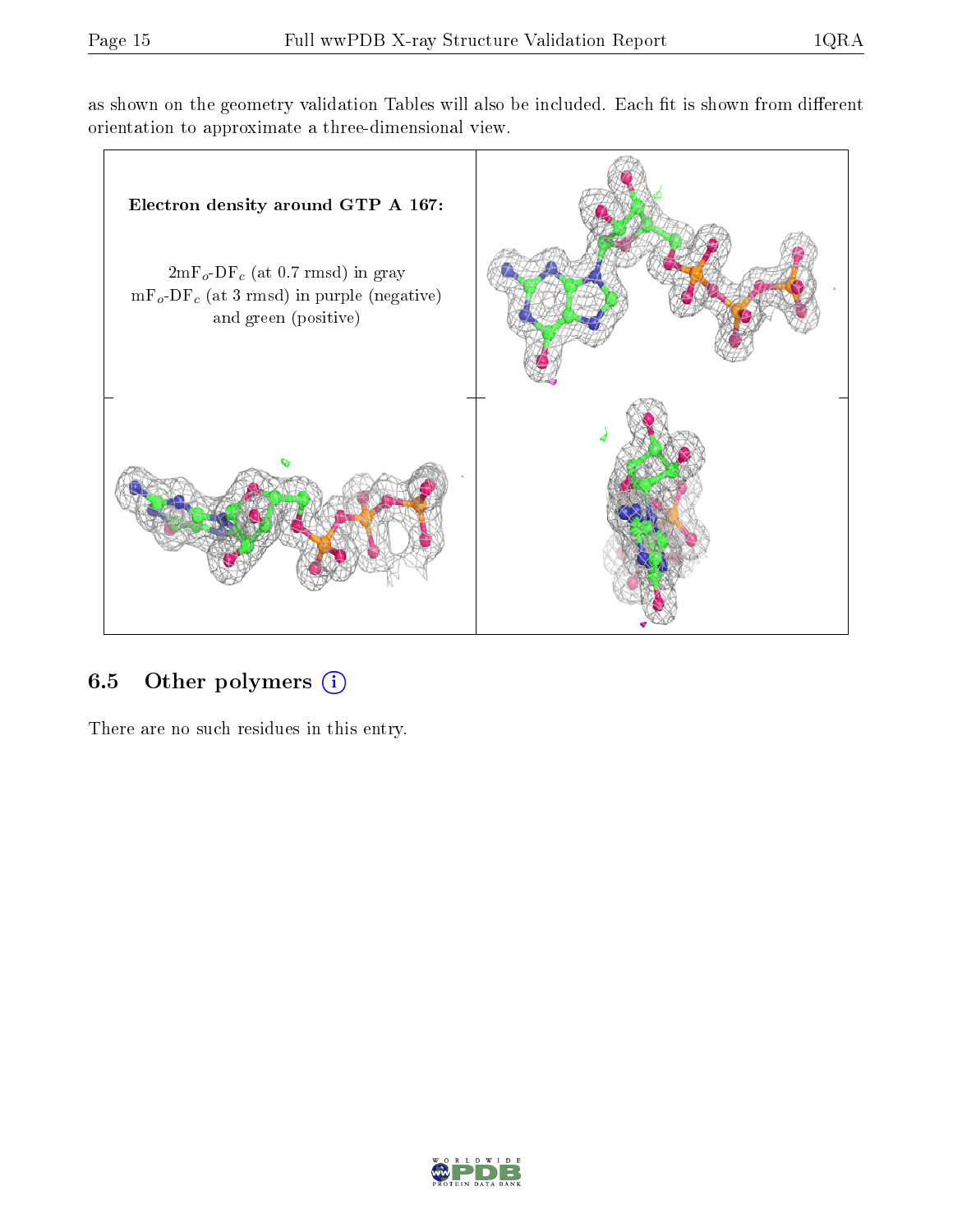as shown on the geometry validation Tables will also be included. Each fit is shown from different orientation to approximate a three-dimensional view.

**Electron density around GTP A 167:**

$2mF_o$-$DF_c$ (at 0.7 rmsd) in gray
$mF_o$-$DF_c$ (at 3 rmsd) in purple (negative) and green (positive)

## 6.5 Other polymers

There are no such residues in this entry.